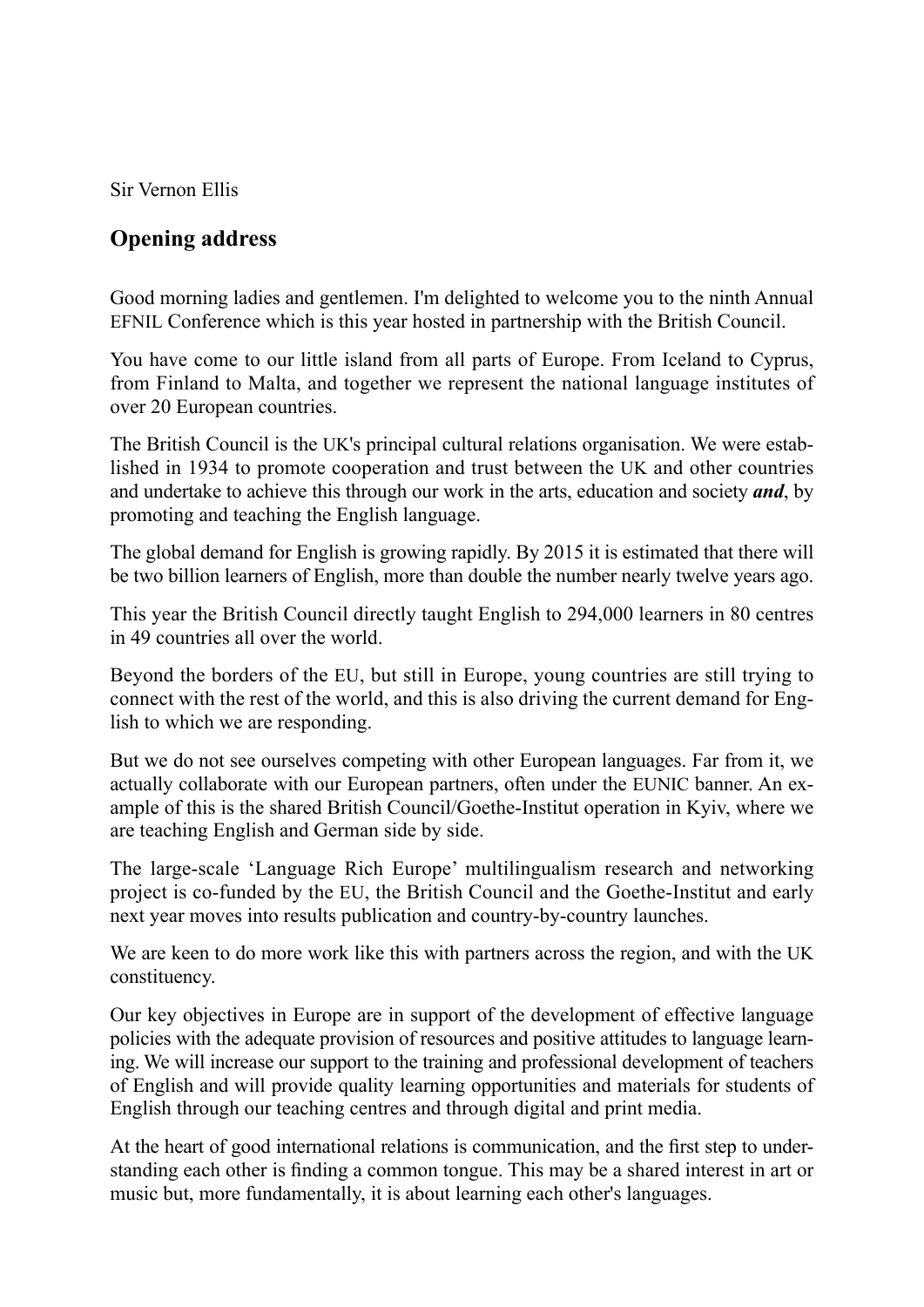Sir Vernon Ellis

## Opening address

Good morning ladies and gentlemen. I'm delighted to welcome you to the ninth Annual EFNIL Conference which is this year hosted in partnership with the British Council.

You have come to our little island from all parts of Europe. From Iceland to Cyprus, from Finland to Malta, and together we represent the national language institutes of over 20 European countries.

The British Council is the UK's principal cultural relations organisation. We were established in 1934 to promote cooperation and trust between the UK and other countries and undertake to achieve this through our work in the arts, education and society ***and***, by promoting and teaching the English language.

The global demand for English is growing rapidly. By 2015 it is estimated that there will be two billion learners of English, more than double the number nearly twelve years ago.

This year the British Council directly taught English to 294,000 learners in 80 centres in 49 countries all over the world.

Beyond the borders of the EU, but still in Europe, young countries are still trying to connect with the rest of the world, and this is also driving the current demand for English to which we are responding.

But we do not see ourselves competing with other European languages. Far from it, we actually collaborate with our European partners, often under the EUNIC banner. An example of this is the shared British Council/Goethe-Institut operation in Kyiv, where we are teaching English and German side by side.

The large-scale 'Language Rich Europe' multilingualism research and networking project is co-funded by the EU, the British Council and the Goethe-Institut and early next year moves into results publication and country-by-country launches.

We are keen to do more work like this with partners across the region, and with the UK constituency.

Our key objectives in Europe are in support of the development of effective language policies with the adequate provision of resources and positive attitudes to language learning. We will increase our support to the training and professional development of teachers of English and will provide quality learning opportunities and materials for students of English through our teaching centres and through digital and print media.

At the heart of good international relations is communication, and the first step to understanding each other is finding a common tongue. This may be a shared interest in art or music but, more fundamentally, it is about learning each other's languages.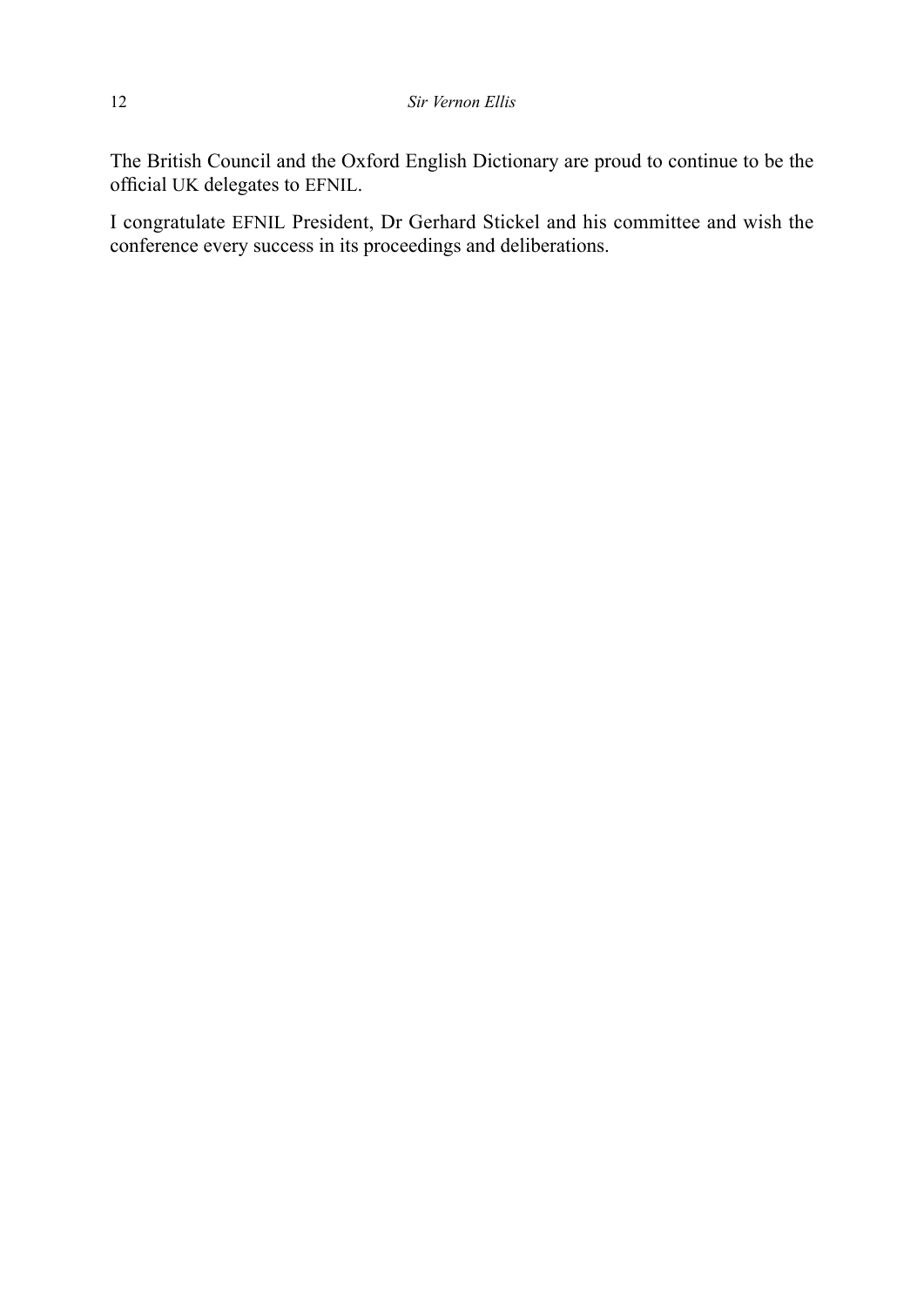The British Council and the Oxford English Dictionary are proud to continue to be the official UK delegates to EFNIL.

I congratulate EFNIL President, Dr Gerhard Stickel and his committee and wish the conference every success in its proceedings and deliberations.